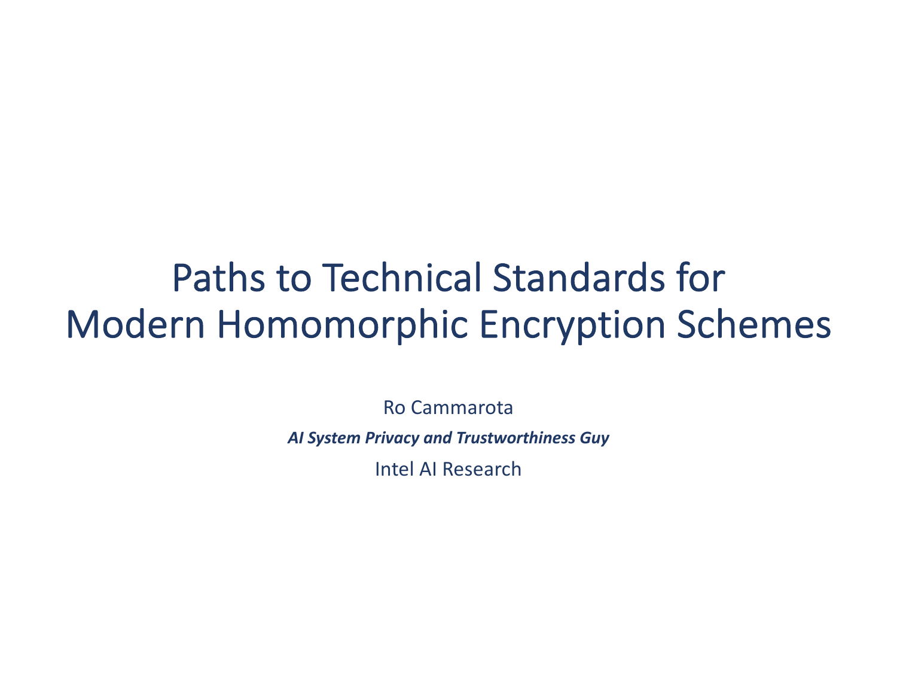# Paths to Technical Standards for Modern Homomorphic Encryption Schemes

Ro Cammarota

***AI System Privacy and Trustworthiness Guy***

Intel AI Research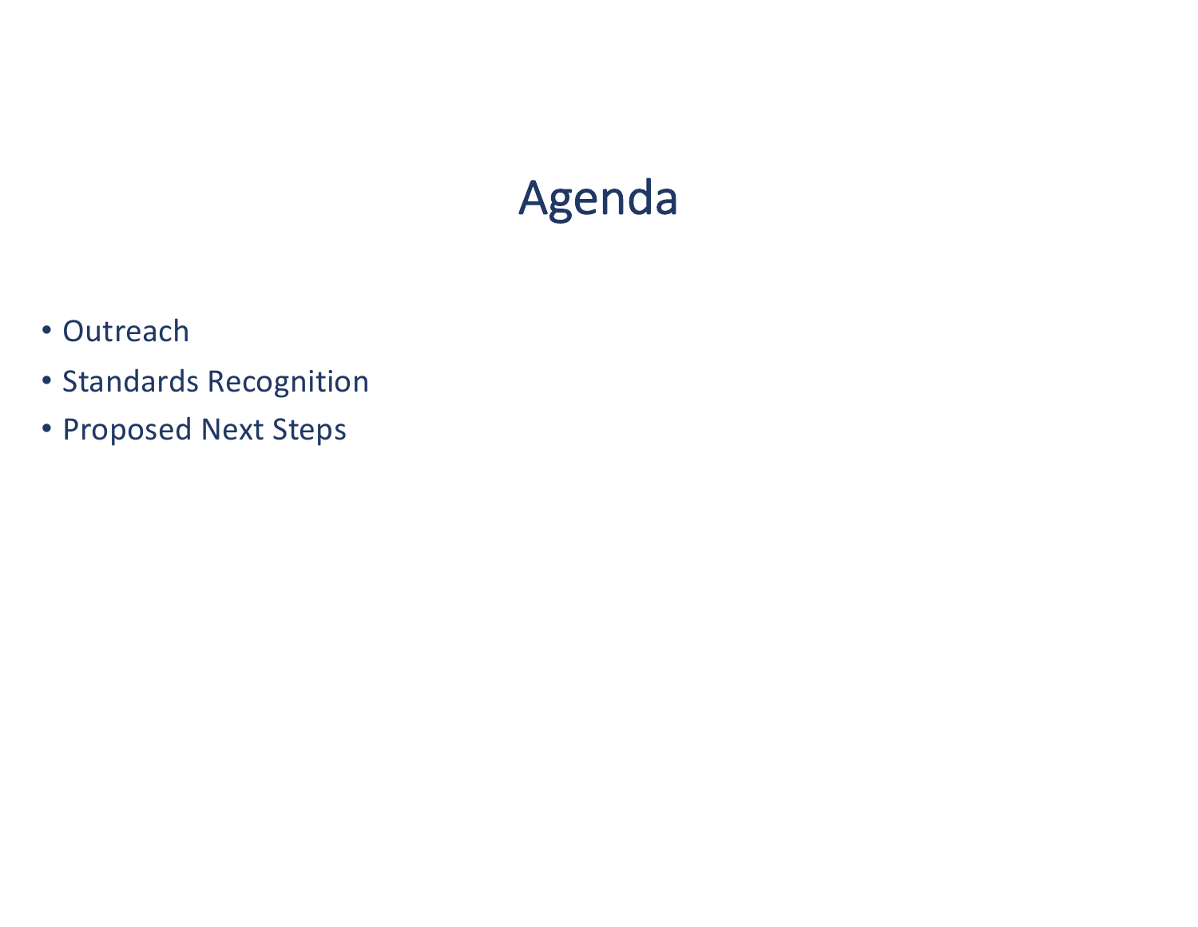# Agenda

- Outreach
- Standards Recognition
- Proposed Next Steps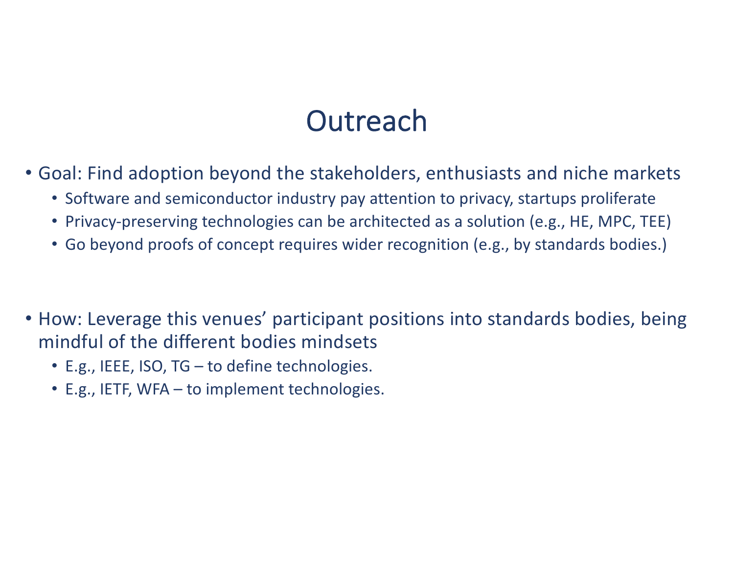# Outreach

- Goal: Find adoption beyond the stakeholders, enthusiasts and niche markets
  - Software and semiconductor industry pay attention to privacy, startups proliferate
  - Privacy-preserving technologies can be architected as a solution (e.g., HE, MPC, TEE)
  - Go beyond proofs of concept requires wider recognition (e.g., by standards bodies.)

- How: Leverage this venues' participant positions into standards bodies, being mindful of the different bodies mindsets
  - E.g., IEEE, ISO, TG – to define technologies.
  - E.g., IETF, WFA – to implement technologies.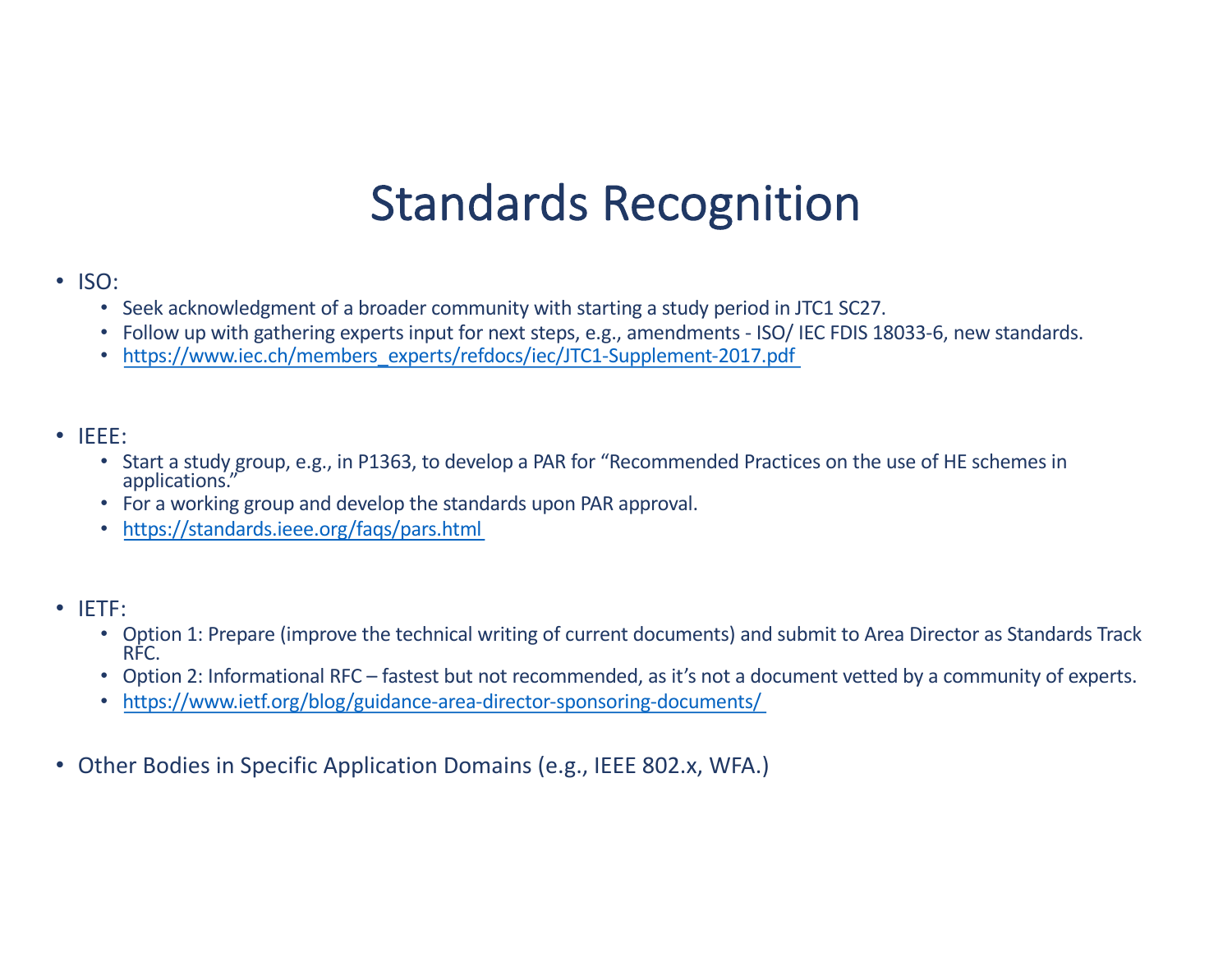# Standards Recognition

- ISO:
  - Seek acknowledgment of a broader community with starting a study period in JTC1 SC27.
  - Follow up with gathering experts input for next steps, e.g., amendments - ISO/ IEC FDIS 18033-6, new standards.
  - https://www.iec.ch/members_experts/refdocs/iec/JTC1-Supplement-2017.pdf

- IEEE:
  - Start a study group, e.g., in P1363, to develop a PAR for "Recommended Practices on the use of HE schemes in applications."
  - For a working group and develop the standards upon PAR approval.
  - https://standards.ieee.org/faqs/pars.html

- IETF:
  - Option 1: Prepare (improve the technical writing of current documents) and submit to Area Director as Standards Track RFC.
  - Option 2: Informational RFC – fastest but not recommended, as it's not a document vetted by a community of experts.
  - https://www.ietf.org/blog/guidance-area-director-sponsoring-documents/

- Other Bodies in Specific Application Domains (e.g., IEEE 802.x, WFA.)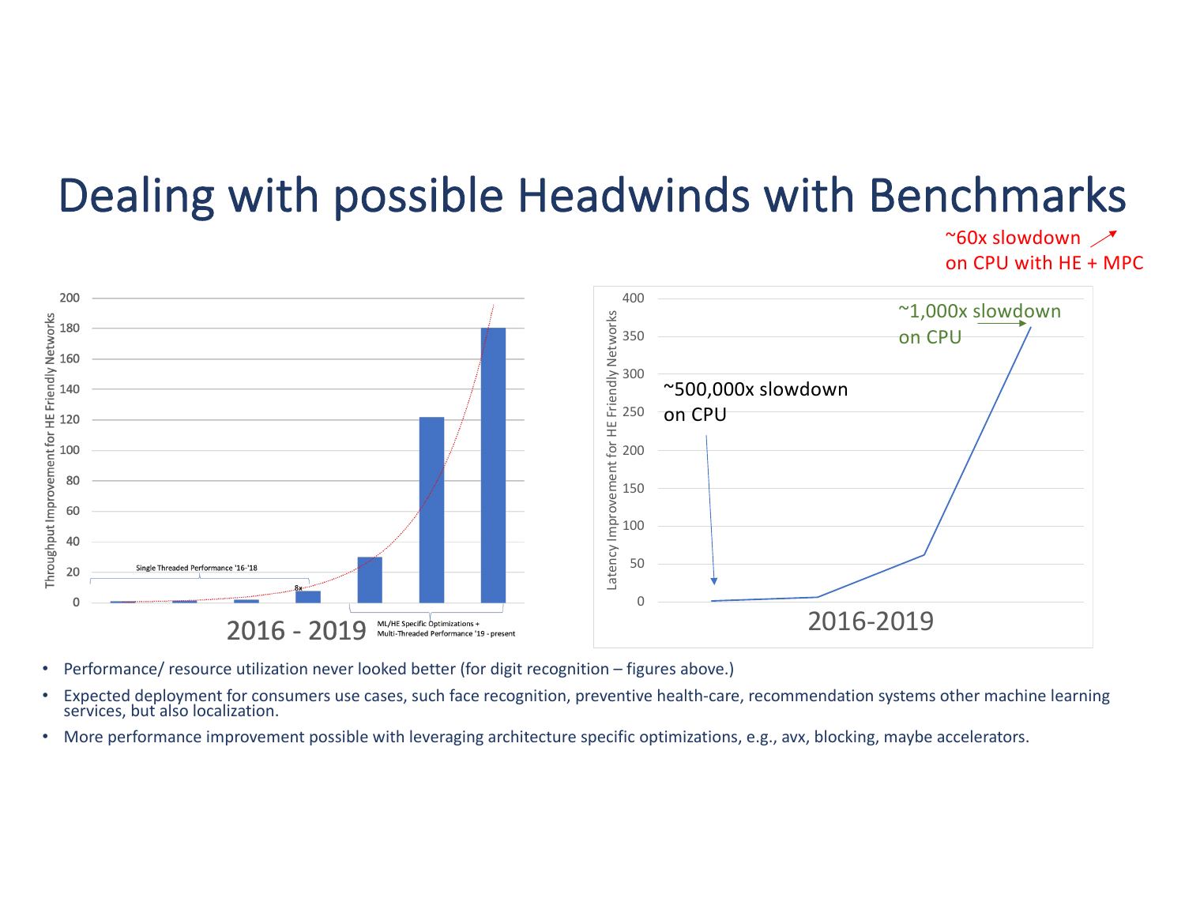# Dealing with possible Headwinds with Benchmarks

~60x slowdown on CPU with HE + MPC

Throughput Improvement for HE Friendly Networks

Single Threaded Performance '16-'18

8x

ML/HE Specific Optimizations + Multi-Threaded Performance '19 - present

2016 - 2019

Latency Improvement for HE Friendly Networks

~500,000x slowdown on CPU

~1,000x slowdown on CPU

2016-2019

- Performance/ resource utilization never looked better (for digit recognition – figures above.)
- Expected deployment for consumers use cases, such face recognition, preventive health-care, recommendation systems other machine learning services, but also localization.
- More performance improvement possible with leveraging architecture specific optimizations, e.g., avx, blocking, maybe accelerators.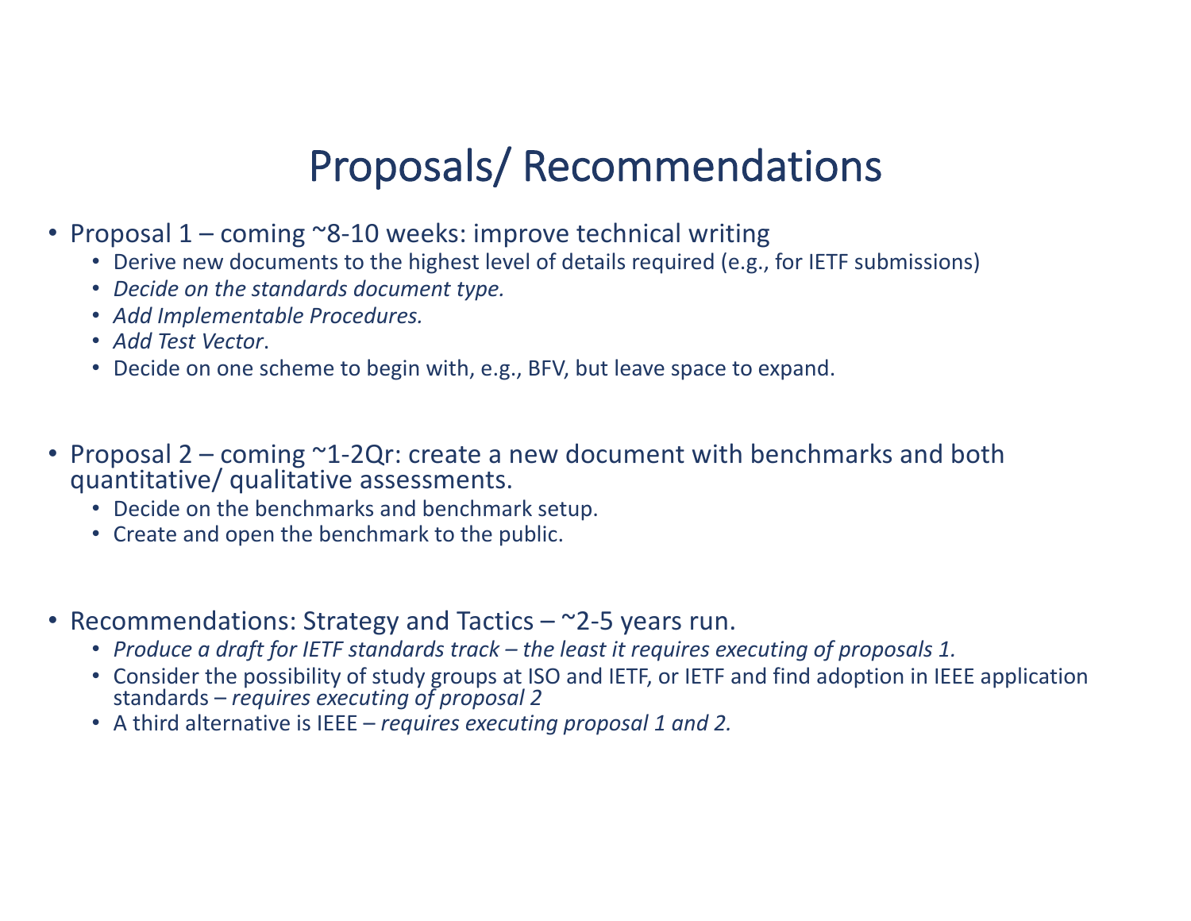# Proposals/ Recommendations

- Proposal 1 – coming ~8-10 weeks: improve technical writing
  - Derive new documents to the highest level of details required (e.g., for IETF submissions)
  - *Decide on the standards document type.*
  - *Add Implementable Procedures.*
  - *Add Test Vector*.
  - Decide on one scheme to begin with, e.g., BFV, but leave space to expand.

- Proposal 2 – coming ~1-2Qr: create a new document with benchmarks and both quantitative/ qualitative assessments.
  - Decide on the benchmarks and benchmark setup.
  - Create and open the benchmark to the public.

- Recommendations: Strategy and Tactics – ~2-5 years run.
  - *Produce a draft for IETF standards track – the least it requires executing of proposals 1.*
  - Consider the possibility of study groups at ISO and IETF, or IETF and find adoption in IEEE application standards – *requires executing of proposal 2*
  - A third alternative is IEEE – *requires executing proposal 1 and 2.*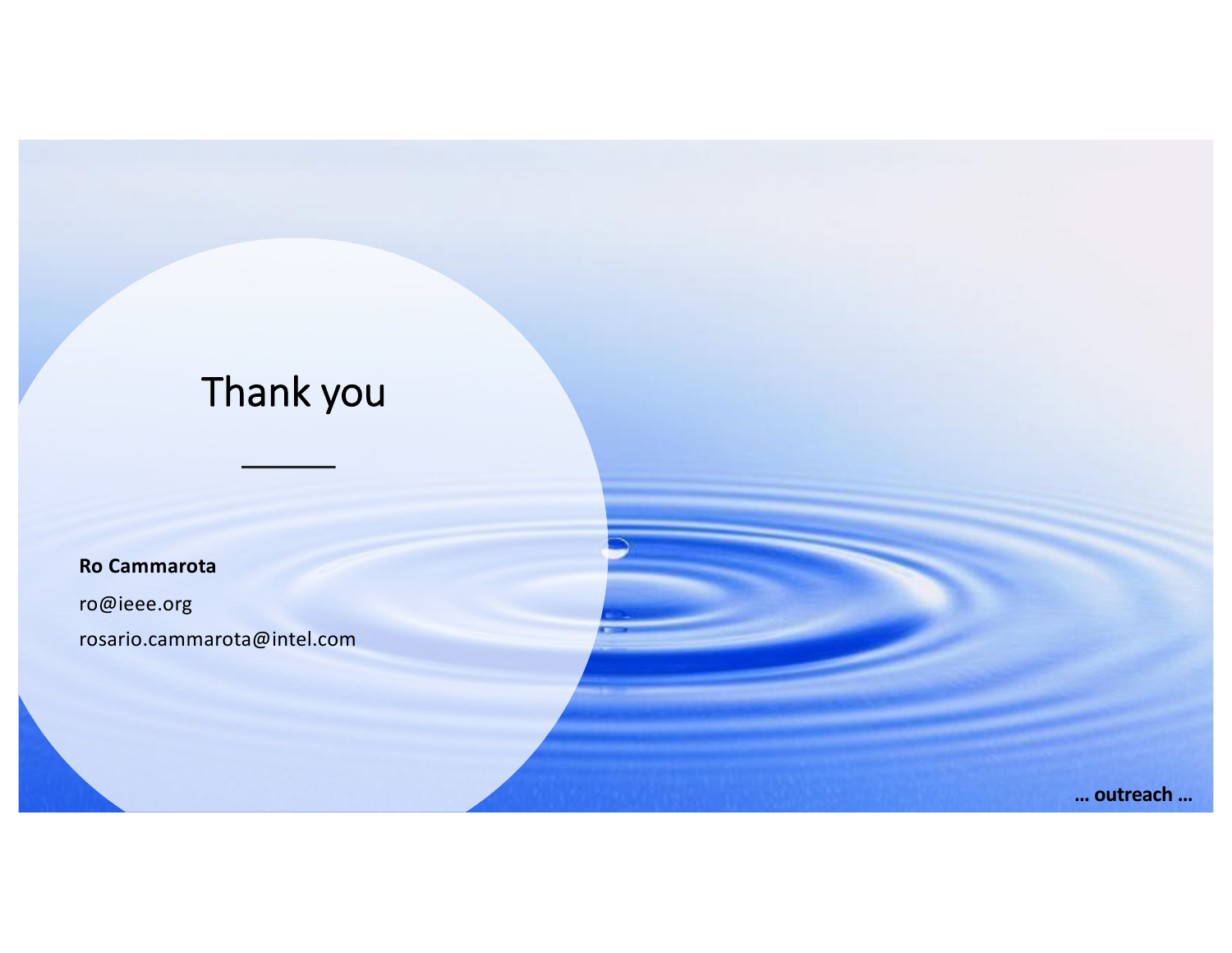# Thank you

**Ro Cammarota**

ro@ieee.org

rosario.cammarota@intel.com

**… outreach …**